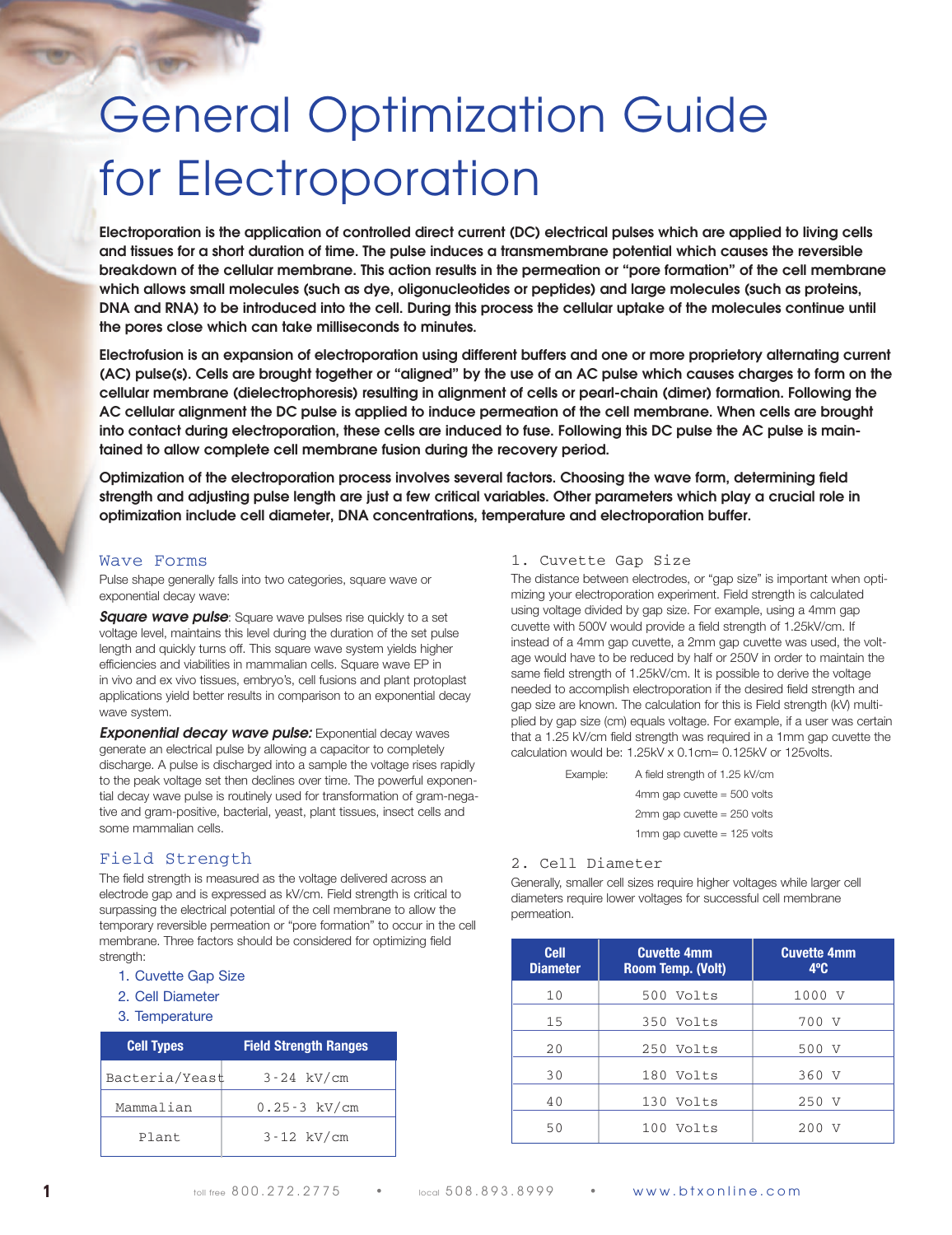# General Optimization Guide for Electroporation

**Electroporation is the application of controlled direct current (DC) electrical pulses which are applied to living cells and tissues for a short duration of time. The pulse induces a transmembrane potential which causes the reversible breakdown of the cellular membrane. This action results in the permeation or "pore formation" of the cell membrane which allows small molecules (such as dye, oligonucleotides or peptides) and large molecules (such as proteins, DNA and RNA) to be introduced into the cell. During this process the cellular uptake of the molecules continue until the pores close which can take milliseconds to minutes.**

**Electrofusion is an expansion of electroporation using different buffers and one or more proprietory alternating current (AC) pulse(s). Cells are brought together or "aligned" by the use of an AC pulse which causes charges to form on the cellular membrane (dielectrophoresis) resulting in alignment of cells or pearl-chain (dimer) formation. Following the AC cellular alignment the DC pulse is applied to induce permeation of the cell membrane. When cells are brought into contact during electroporation, these cells are induced to fuse. Following this DC pulse the AC pulse is maintained to allow complete cell membrane fusion during the recovery period.**

**Optimization of the electroporation process involves several factors. Choosing the wave form, determining field strength and adjusting pulse length are just a few critical variables. Other parameters which play a crucial role in optimization include cell diameter, DNA concentrations, temperature and electroporation buffer.**

## Wave Forms

Pulse shape generally falls into two categories, square wave or exponential decay wave:

***Square wave pulse***: Square wave pulses rise quickly to a set voltage level, maintains this level during the duration of the set pulse length and quickly turns off. This square wave system yields higher efficiencies and viabilities in mammalian cells. Square wave EP in in vivo and ex vivo tissues, embryo's, cell fusions and plant protoplast applications yield better results in comparison to an exponential decay wave system.

***Exponential decay wave pulse:*** Exponential decay waves generate an electrical pulse by allowing a capacitor to completely discharge. A pulse is discharged into a sample the voltage rises rapidly to the peak voltage set then declines over time. The powerful exponential decay wave pulse is routinely used for transformation of gram-negative and gram-positive, bacterial, yeast, plant tissues, insect cells and some mammalian cells.

## Field Strength

The field strength is measured as the voltage delivered across an electrode gap and is expressed as kV/cm. Field strength is critical to surpassing the electrical potential of the cell membrane to allow the temporary reversible permeation or "pore formation" to occur in the cell membrane. Three factors should be considered for optimizing field strength:

1. Cuvette Gap Size
2. Cell Diameter
3. Temperature

| Cell Types | Field Strength Ranges |
|---|---|
| Bacteria/Yeast | 3-24 kV/cm |
| Mammalian | 0.25-3 kV/cm |
| Plant | 3-12 kV/cm |

### 1. Cuvette Gap Size

The distance between electrodes, or "gap size" is important when optimizing your electroporation experiment. Field strength is calculated using voltage divided by gap size. For example, using a 4mm gap cuvette with 500V would provide a field strength of 1.25kV/cm. If instead of a 4mm gap cuvette, a 2mm gap cuvette was used, the voltage would have to be reduced by half or 250V in order to maintain the same field strength of 1.25kV/cm. It is possible to derive the voltage needed to accomplish electroporation if the desired field strength and gap size are known. The calculation for this is Field strength (kV) multiplied by gap size (cm) equals voltage. For example, if a user was certain that a 1.25 kV/cm field strength was required in a 1mm gap cuvette the calculation would be: 1.25kV x 0.1cm= 0.125kV or 125volts.

Example: A field strength of 1.25 kV/cm
- 4mm gap cuvette = 500 volts
- 2mm gap cuvette = 250 volts
- 1mm gap cuvette = 125 volts

### 2. Cell Diameter

Generally, smaller cell sizes require higher voltages while larger cell diameters require lower voltages for successful cell membrane permeation.

| Cell Diameter | Cuvette 4mm Room Temp. (Volt) | Cuvette 4mm 4ºC |
|---|---|---|
| 10 | 500 Volts | 1000 V |
| 15 | 350 Volts | 700 V |
| 20 | 250 Volts | 500 V |
| 30 | 180 Volts | 360 V |
| 40 | 130 Volts | 250 V |
| 50 | 100 Volts | 200 V |

toll free 800.272.2775 • local 508.893.8999 • www.btxonline.com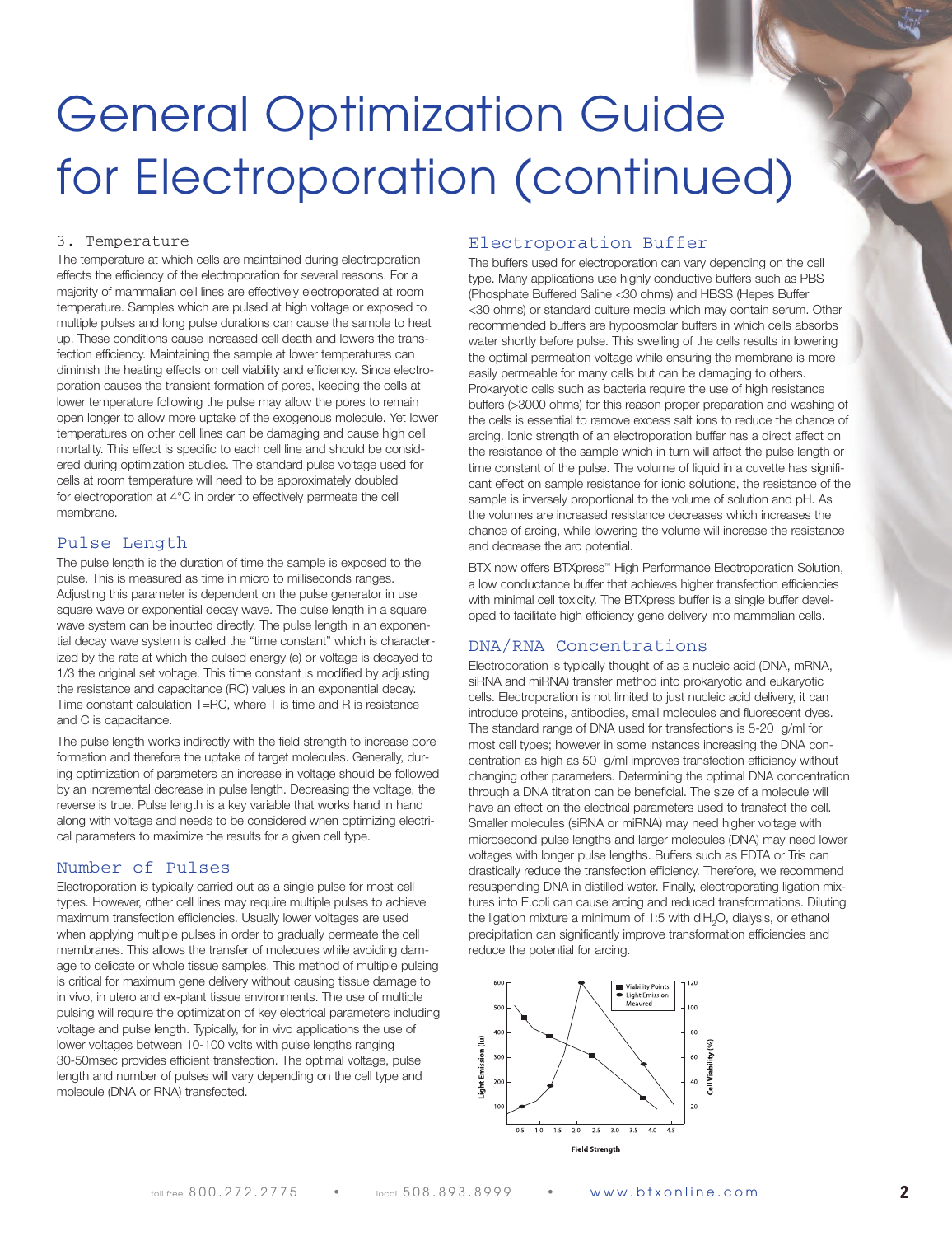# General Optimization Guide for Electroporation (continued)

### 3. Temperature

The temperature at which cells are maintained during electroporation effects the efficiency of the electroporation for several reasons. For a majority of mammalian cell lines are effectively electroporated at room temperature. Samples which are pulsed at high voltage or exposed to multiple pulses and long pulse durations can cause the sample to heat up. These conditions cause increased cell death and lowers the transfection efficiency. Maintaining the sample at lower temperatures can diminish the heating effects on cell viability and efficiency. Since electroporation causes the transient formation of pores, keeping the cells at lower temperature following the pulse may allow the pores to remain open longer to allow more uptake of the exogenous molecule. Yet lower temperatures on other cell lines can be damaging and cause high cell mortality. This effect is specific to each cell line and should be considered during optimization studies. The standard pulse voltage used for cells at room temperature will need to be approximately doubled for electroporation at 4°C in order to effectively permeate the cell membrane.

### Pulse Length

The pulse length is the duration of time the sample is exposed to the pulse. This is measured as time in micro to milliseconds ranges. Adjusting this parameter is dependent on the pulse generator in use square wave or exponential decay wave. The pulse length in a square wave system can be inputted directly. The pulse length in an exponential decay wave system is called the "time constant" which is characterized by the rate at which the pulsed energy (e) or voltage is decayed to 1/3 the original set voltage. This time constant is modified by adjusting the resistance and capacitance (RC) values in an exponential decay. Time constant calculation $T=RC$, where T is time and R is resistance and C is capacitance.

The pulse length works indirectly with the field strength to increase pore formation and therefore the uptake of target molecules. Generally, during optimization of parameters an increase in voltage should be followed by an incremental decrease in pulse length. Decreasing the voltage, the reverse is true. Pulse length is a key variable that works hand in hand along with voltage and needs to be considered when optimizing electrical parameters to maximize the results for a given cell type.

### Number of Pulses

Electroporation is typically carried out as a single pulse for most cell types. However, other cell lines may require multiple pulses to achieve maximum transfection efficiencies. Usually lower voltages are used when applying multiple pulses in order to gradually permeate the cell membranes. This allows the transfer of molecules while avoiding damage to delicate or whole tissue samples. This method of multiple pulsing is critical for maximum gene delivery without causing tissue damage to in vivo, in utero and ex-plant tissue environments. The use of multiple pulsing will require the optimization of key electrical parameters including voltage and pulse length. Typically, for in vivo applications the use of lower voltages between 10-100 volts with pulse lengths ranging 30-50msec provides efficient transfection. The optimal voltage, pulse length and number of pulses will vary depending on the cell type and molecule (DNA or RNA) transfected.

### Electroporation Buffer

The buffers used for electroporation can vary depending on the cell type. Many applications use highly conductive buffers such as PBS (Phosphate Buffered Saline <30 ohms) and HBSS (Hepes Buffer <30 ohms) or standard culture media which may contain serum. Other recommended buffers are hypoosmolar buffers in which cells absorbs water shortly before pulse. This swelling of the cells results in lowering the optimal permeation voltage while ensuring the membrane is more easily permeable for many cells but can be damaging to others. Prokaryotic cells such as bacteria require the use of high resistance buffers (>3000 ohms) for this reason proper preparation and washing of the cells is essential to remove excess salt ions to reduce the chance of arcing. Ionic strength of an electroporation buffer has a direct affect on the resistance of the sample which in turn will affect the pulse length or time constant of the pulse. The volume of liquid in a cuvette has significant effect on sample resistance for ionic solutions, the resistance of the sample is inversely proportional to the volume of solution and pH. As the volumes are increased resistance decreases which increases the chance of arcing, while lowering the volume will increase the resistance and decrease the arc potential.

BTX now offers BTXpress™ High Performance Electroporation Solution, a low conductance buffer that achieves higher transfection efficiencies with minimal cell toxicity. The BTXpress buffer is a single buffer developed to facilitate high efficiency gene delivery into mammalian cells.

### DNA/RNA Concentrations

Electroporation is typically thought of as a nucleic acid (DNA, mRNA, siRNA and miRNA) transfer method into prokaryotic and eukaryotic cells. Electroporation is not limited to just nucleic acid delivery, it can introduce proteins, antibodies, small molecules and fluorescent dyes. The standard range of DNA used for transfections is 5-20 g/ml for most cell types; however in some instances increasing the DNA concentration as high as 50 g/ml improves transfection efficiency without changing other parameters. Determining the optimal DNA concentration through a DNA titration can be beneficial. The size of a molecule will have an effect on the electrical parameters used to transfect the cell. Smaller molecules (siRNA or miRNA) may need higher voltage with microsecond pulse lengths and larger molecules (DNA) may need lower voltages with longer pulse lengths. Buffers such as EDTA or Tris can drastically reduce the transfection efficiency. Therefore, we recommend resuspending DNA in distilled water. Finally, electroporating ligation mixtures into E.coli can cause arcing and reduced transformations. Diluting the ligation mixture a minimum of 1:5 with $diH_2O$, dialysis, or ethanol precipitation can significantly improve transformation efficiencies and reduce the potential for arcing.

Viability Points
Light Emission Meaured
Light Emission (lu)
Cell Viability (%)
Field Strength
600
500
400
300
200
100
120
100
80
60
40
20
0.5 1.0 1.5 2.0 2.5 3.0 3.5 4.0 4.5